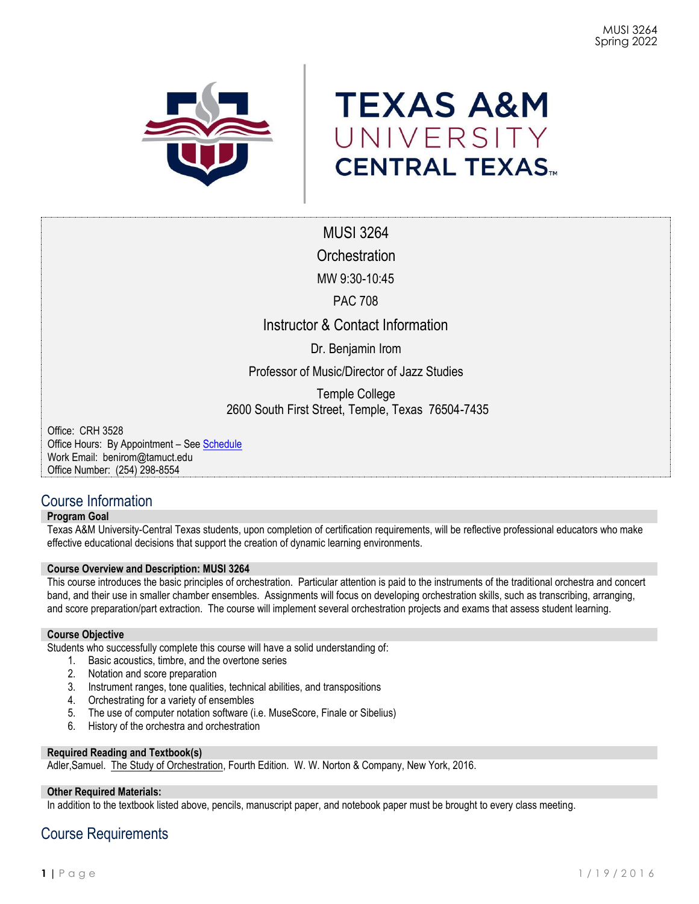# MUSI 3264

## Orchestration

MW 9:30-10:45

PAC 708

## Instructor & Contact Information

Dr. Benjamin Irom

Professor of Music/Director of Jazz Studies

Temple College
2600 South First Street, Temple, Texas 76504-7435

Office: CRH 3528
Office Hours: By Appointment – See Schedule
Work Email: benirom@tamuct.edu
Office Number: (254) 298-8554

## Course Information

### Program Goal

Texas A&M University-Central Texas students, upon completion of certification requirements, will be reflective professional educators who make effective educational decisions that support the creation of dynamic learning environments.

### Course Overview and Description: MUSI 3264

This course introduces the basic principles of orchestration. Particular attention is paid to the instruments of the traditional orchestra and concert band, and their use in smaller chamber ensembles. Assignments will focus on developing orchestration skills, such as transcribing, arranging, and score preparation/part extraction. The course will implement several orchestration projects and exams that assess student learning.

### Course Objective

Students who successfully complete this course will have a solid understanding of:

1. Basic acoustics, timbre, and the overtone series
2. Notation and score preparation
3. Instrument ranges, tone qualities, technical abilities, and transpositions
4. Orchestrating for a variety of ensembles
5. The use of computer notation software (i.e. MuseScore, Finale or Sibelius)
6. History of the orchestra and orchestration

### Required Reading and Textbook(s)

Adler,Samuel. The Study of Orchestration, Fourth Edition. W. W. Norton & Company, New York, 2016.

### Other Required Materials:

In addition to the textbook listed above, pencils, manuscript paper, and notebook paper must be brought to every class meeting.

## Course Requirements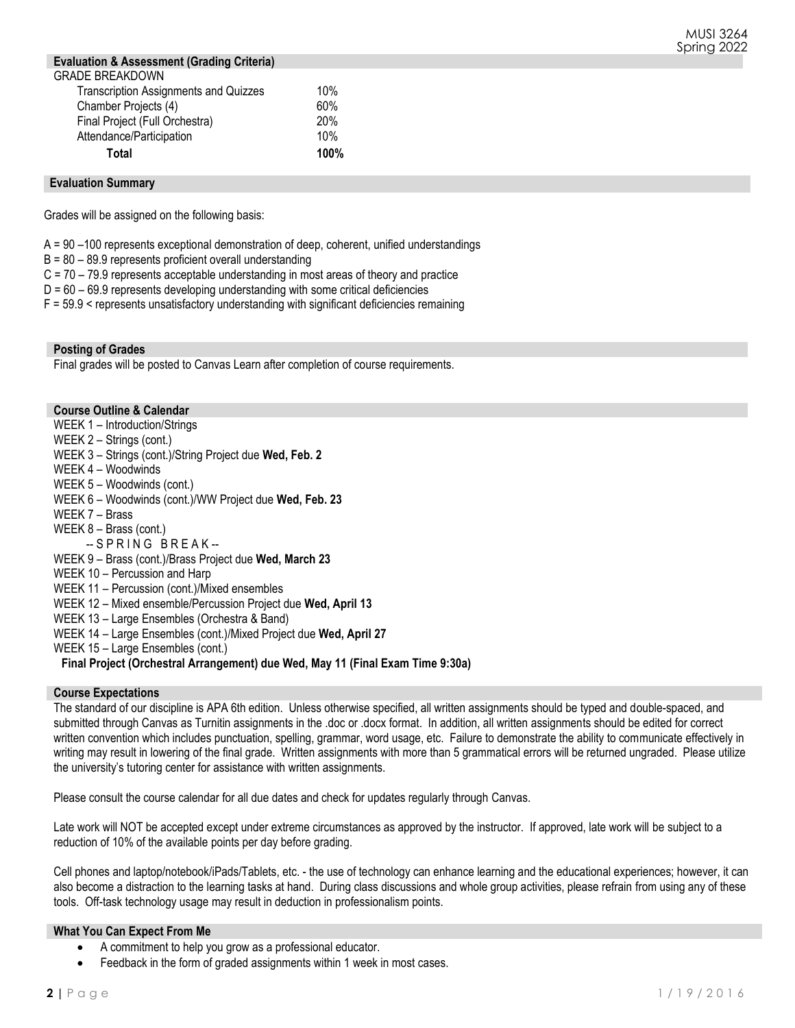## Evaluation & Assessment (Grading Criteria)

GRADE BREAKDOWN

| | |
|---|---|
| Transcription Assignments and Quizzes | 10% |
| Chamber Projects (4) | 60% |
| Final Project (Full Orchestra) | 20% |
| Attendance/Participation | 10% |
| **Total** | **100%** |

## Evaluation Summary

Grades will be assigned on the following basis:

A = 90 –100 represents exceptional demonstration of deep, coherent, unified understandings
B = 80 – 89.9 represents proficient overall understanding
C = 70 – 79.9 represents acceptable understanding in most areas of theory and practice
D = 60 – 69.9 represents developing understanding with some critical deficiencies
F = 59.9 < represents unsatisfactory understanding with significant deficiencies remaining

## Posting of Grades

Final grades will be posted to Canvas Learn after completion of course requirements.

## Course Outline & Calendar

WEEK 1 – Introduction/Strings
WEEK 2 – Strings (cont.)
WEEK 3 – Strings (cont.)/String Project due **Wed, Feb. 2**
WEEK 4 – Woodwinds
WEEK 5 – Woodwinds (cont.)
WEEK 6 – Woodwinds (cont.)/WW Project due **Wed, Feb. 23**
WEEK 7 – Brass
WEEK 8 – Brass (cont.)
-- S P R I N G B R E A K --
WEEK 9 – Brass (cont.)/Brass Project due **Wed, March 23**
WEEK 10 – Percussion and Harp
WEEK 11 – Percussion (cont.)/Mixed ensembles
WEEK 12 – Mixed ensemble/Percussion Project due **Wed, April 13**
WEEK 13 – Large Ensembles (Orchestra & Band)
WEEK 14 – Large Ensembles (cont.)/Mixed Project due **Wed, April 27**
WEEK 15 – Large Ensembles (cont.)
**Final Project (Orchestral Arrangement) due Wed, May 11 (Final Exam Time 9:30a)**

## Course Expectations

The standard of our discipline is APA 6th edition. Unless otherwise specified, all written assignments should be typed and double-spaced, and submitted through Canvas as Turnitin assignments in the .doc or .docx format. In addition, all written assignments should be edited for correct written convention which includes punctuation, spelling, grammar, word usage, etc. Failure to demonstrate the ability to communicate effectively in writing may result in lowering of the final grade. Written assignments with more than 5 grammatical errors will be returned ungraded. Please utilize the university's tutoring center for assistance with written assignments.

Please consult the course calendar for all due dates and check for updates regularly through Canvas.

Late work will NOT be accepted except under extreme circumstances as approved by the instructor. If approved, late work will be subject to a reduction of 10% of the available points per day before grading.

Cell phones and laptop/notebook/iPads/Tablets, etc. - the use of technology can enhance learning and the educational experiences; however, it can also become a distraction to the learning tasks at hand. During class discussions and whole group activities, please refrain from using any of these tools. Off-task technology usage may result in deduction in professionalism points.

## What You Can Expect From Me

- A commitment to help you grow as a professional educator.
- Feedback in the form of graded assignments within 1 week in most cases.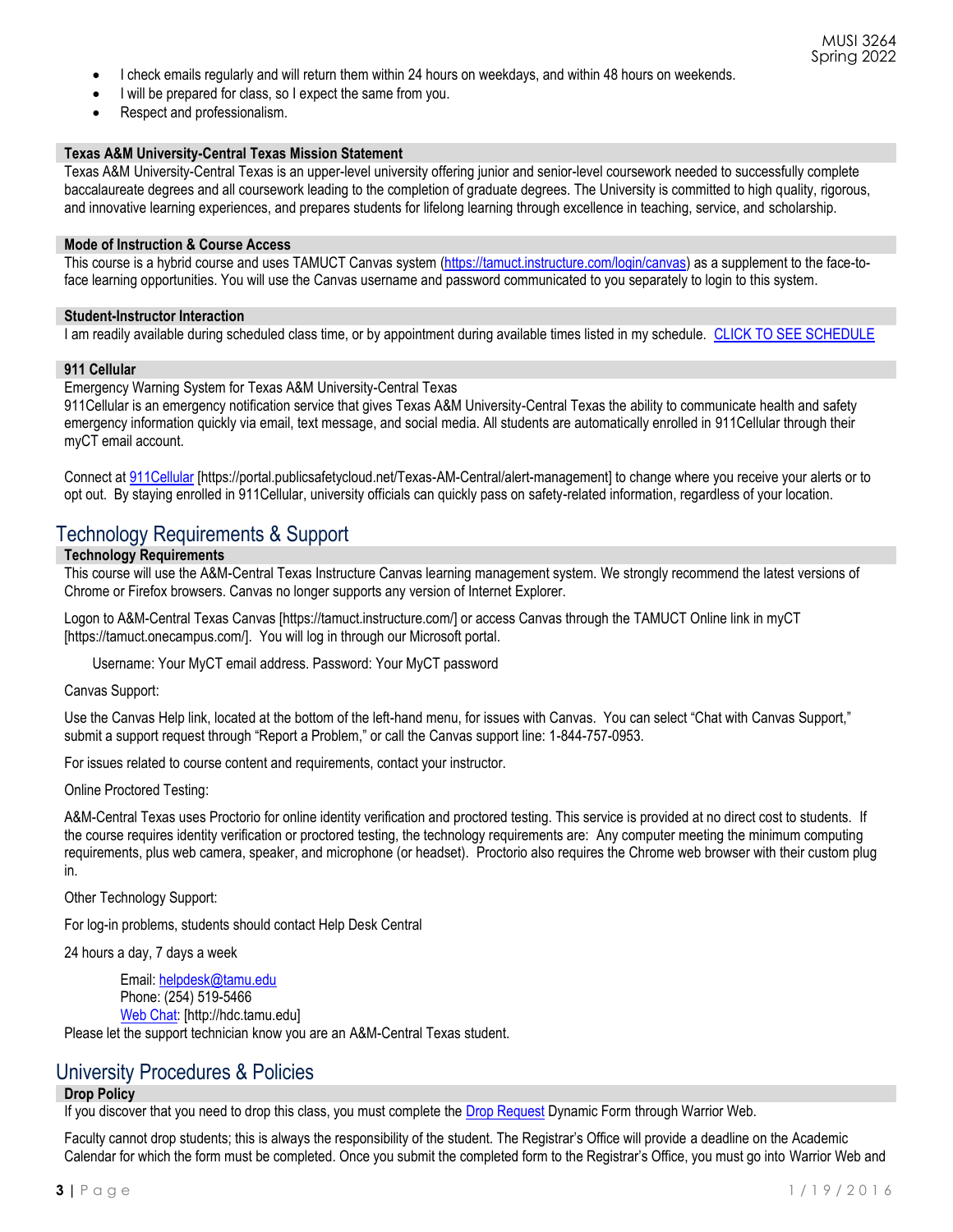- I check emails regularly and will return them within 24 hours on weekdays, and within 48 hours on weekends.
- I will be prepared for class, so I expect the same from you.
- Respect and professionalism.

### Texas A&M University-Central Texas Mission Statement

Texas A&M University-Central Texas is an upper-level university offering junior and senior-level coursework needed to successfully complete baccalaureate degrees and all coursework leading to the completion of graduate degrees. The University is committed to high quality, rigorous, and innovative learning experiences, and prepares students for lifelong learning through excellence in teaching, service, and scholarship.

### Mode of Instruction & Course Access

This course is a hybrid course and uses TAMUCT Canvas system (https://tamuct.instructure.com/login/canvas) as a supplement to the face-to-face learning opportunities. You will use the Canvas username and password communicated to you separately to login to this system.

### Student-Instructor Interaction

I am readily available during scheduled class time, or by appointment during available times listed in my schedule. CLICK TO SEE SCHEDULE

### 911 Cellular

Emergency Warning System for Texas A&M University-Central Texas

911Cellular is an emergency notification service that gives Texas A&M University-Central Texas the ability to communicate health and safety emergency information quickly via email, text message, and social media. All students are automatically enrolled in 911Cellular through their myCT email account.

Connect at 911Cellular [https://portal.publicsafetycloud.net/Texas-AM-Central/alert-management] to change where you receive your alerts or to opt out. By staying enrolled in 911Cellular, university officials can quickly pass on safety-related information, regardless of your location.

## Technology Requirements & Support

### Technology Requirements

This course will use the A&M-Central Texas Instructure Canvas learning management system. We strongly recommend the latest versions of Chrome or Firefox browsers. Canvas no longer supports any version of Internet Explorer.

Logon to A&M-Central Texas Canvas [https://tamuct.instructure.com/] or access Canvas through the TAMUCT Online link in myCT [https://tamuct.onecampus.com/]. You will log in through our Microsoft portal.

Username: Your MyCT email address. Password: Your MyCT password

Canvas Support:

Use the Canvas Help link, located at the bottom of the left-hand menu, for issues with Canvas. You can select "Chat with Canvas Support," submit a support request through "Report a Problem," or call the Canvas support line: 1-844-757-0953.

For issues related to course content and requirements, contact your instructor.

Online Proctored Testing:

A&M-Central Texas uses Proctorio for online identity verification and proctored testing. This service is provided at no direct cost to students. If the course requires identity verification or proctored testing, the technology requirements are: Any computer meeting the minimum computing requirements, plus web camera, speaker, and microphone (or headset). Proctorio also requires the Chrome web browser with their custom plug in.

Other Technology Support:

For log-in problems, students should contact Help Desk Central

24 hours a day, 7 days a week

Email: helpdesk@tamu.edu
Phone: (254) 519-5466
Web Chat: [http://hdc.tamu.edu]

Please let the support technician know you are an A&M-Central Texas student.

## University Procedures & Policies

### Drop Policy

If you discover that you need to drop this class, you must complete the Drop Request Dynamic Form through Warrior Web.

Faculty cannot drop students; this is always the responsibility of the student. The Registrar's Office will provide a deadline on the Academic Calendar for which the form must be completed. Once you submit the completed form to the Registrar's Office, you must go into Warrior Web and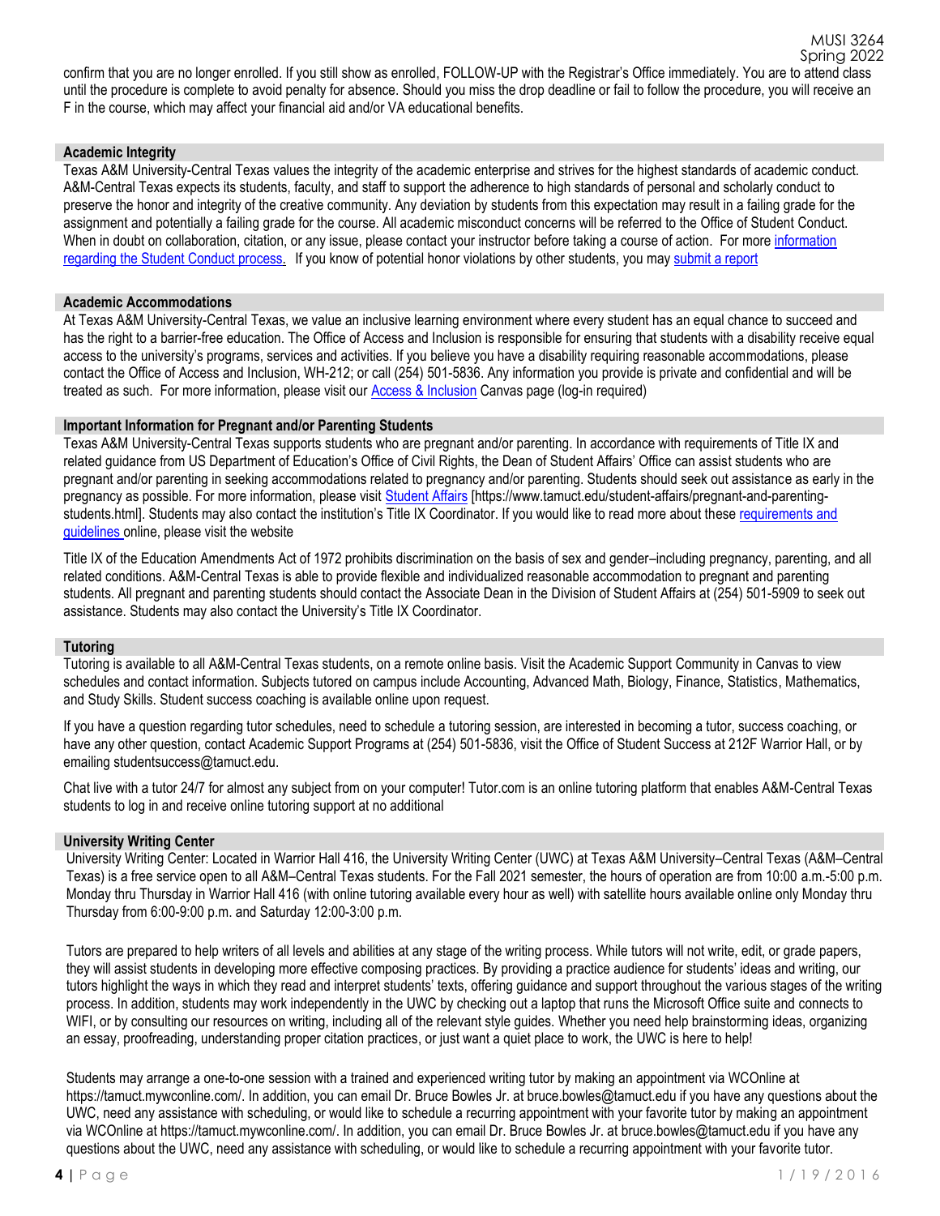confirm that you are no longer enrolled. If you still show as enrolled, FOLLOW-UP with the Registrar's Office immediately. You are to attend class until the procedure is complete to avoid penalty for absence. Should you miss the drop deadline or fail to follow the procedure, you will receive an F in the course, which may affect your financial aid and/or VA educational benefits.

### Academic Integrity

Texas A&M University-Central Texas values the integrity of the academic enterprise and strives for the highest standards of academic conduct. A&M-Central Texas expects its students, faculty, and staff to support the adherence to high standards of personal and scholarly conduct to preserve the honor and integrity of the creative community. Any deviation by students from this expectation may result in a failing grade for the assignment and potentially a failing grade for the course. All academic misconduct concerns will be referred to the Office of Student Conduct. When in doubt on collaboration, citation, or any issue, please contact your instructor before taking a course of action. For more information regarding the Student Conduct process. If you know of potential honor violations by other students, you may submit a report

### Academic Accommodations

At Texas A&M University-Central Texas, we value an inclusive learning environment where every student has an equal chance to succeed and has the right to a barrier-free education. The Office of Access and Inclusion is responsible for ensuring that students with a disability receive equal access to the university's programs, services and activities. If you believe you have a disability requiring reasonable accommodations, please contact the Office of Access and Inclusion, WH-212; or call (254) 501-5836. Any information you provide is private and confidential and will be treated as such. For more information, please visit our Access & Inclusion Canvas page (log-in required)

### Important Information for Pregnant and/or Parenting Students

Texas A&M University-Central Texas supports students who are pregnant and/or parenting. In accordance with requirements of Title IX and related guidance from US Department of Education's Office of Civil Rights, the Dean of Student Affairs' Office can assist students who are pregnant and/or parenting in seeking accommodations related to pregnancy and/or parenting. Students should seek out assistance as early in the pregnancy as possible. For more information, please visit Student Affairs [https://www.tamuct.edu/student-affairs/pregnant-and-parenting-students.html]. Students may also contact the institution's Title IX Coordinator. If you would like to read more about these requirements and guidelines online, please visit the website

Title IX of the Education Amendments Act of 1972 prohibits discrimination on the basis of sex and gender–including pregnancy, parenting, and all related conditions. A&M-Central Texas is able to provide flexible and individualized reasonable accommodation to pregnant and parenting students. All pregnant and parenting students should contact the Associate Dean in the Division of Student Affairs at (254) 501-5909 to seek out assistance. Students may also contact the University's Title IX Coordinator.

### Tutoring

Tutoring is available to all A&M-Central Texas students, on a remote online basis. Visit the Academic Support Community in Canvas to view schedules and contact information. Subjects tutored on campus include Accounting, Advanced Math, Biology, Finance, Statistics, Mathematics, and Study Skills. Student success coaching is available online upon request.

If you have a question regarding tutor schedules, need to schedule a tutoring session, are interested in becoming a tutor, success coaching, or have any other question, contact Academic Support Programs at (254) 501-5836, visit the Office of Student Success at 212F Warrior Hall, or by emailing studentsuccess@tamuct.edu.

Chat live with a tutor 24/7 for almost any subject from on your computer! Tutor.com is an online tutoring platform that enables A&M-Central Texas students to log in and receive online tutoring support at no additional

### University Writing Center

University Writing Center: Located in Warrior Hall 416, the University Writing Center (UWC) at Texas A&M University–Central Texas (A&M–Central Texas) is a free service open to all A&M–Central Texas students. For the Fall 2021 semester, the hours of operation are from 10:00 a.m.-5:00 p.m. Monday thru Thursday in Warrior Hall 416 (with online tutoring available every hour as well) with satellite hours available online only Monday thru Thursday from 6:00-9:00 p.m. and Saturday 12:00-3:00 p.m.

Tutors are prepared to help writers of all levels and abilities at any stage of the writing process. While tutors will not write, edit, or grade papers, they will assist students in developing more effective composing practices. By providing a practice audience for students' ideas and writing, our tutors highlight the ways in which they read and interpret students' texts, offering guidance and support throughout the various stages of the writing process. In addition, students may work independently in the UWC by checking out a laptop that runs the Microsoft Office suite and connects to WIFI, or by consulting our resources on writing, including all of the relevant style guides. Whether you need help brainstorming ideas, organizing an essay, proofreading, understanding proper citation practices, or just want a quiet place to work, the UWC is here to help!

Students may arrange a one-to-one session with a trained and experienced writing tutor by making an appointment via WCOnline at https://tamuct.mywconline.com/. In addition, you can email Dr. Bruce Bowles Jr. at bruce.bowles@tamuct.edu if you have any questions about the UWC, need any assistance with scheduling, or would like to schedule a recurring appointment with your favorite tutor by making an appointment via WCOnline at https://tamuct.mywconline.com/. In addition, you can email Dr. Bruce Bowles Jr. at bruce.bowles@tamuct.edu if you have any questions about the UWC, need any assistance with scheduling, or would like to schedule a recurring appointment with your favorite tutor.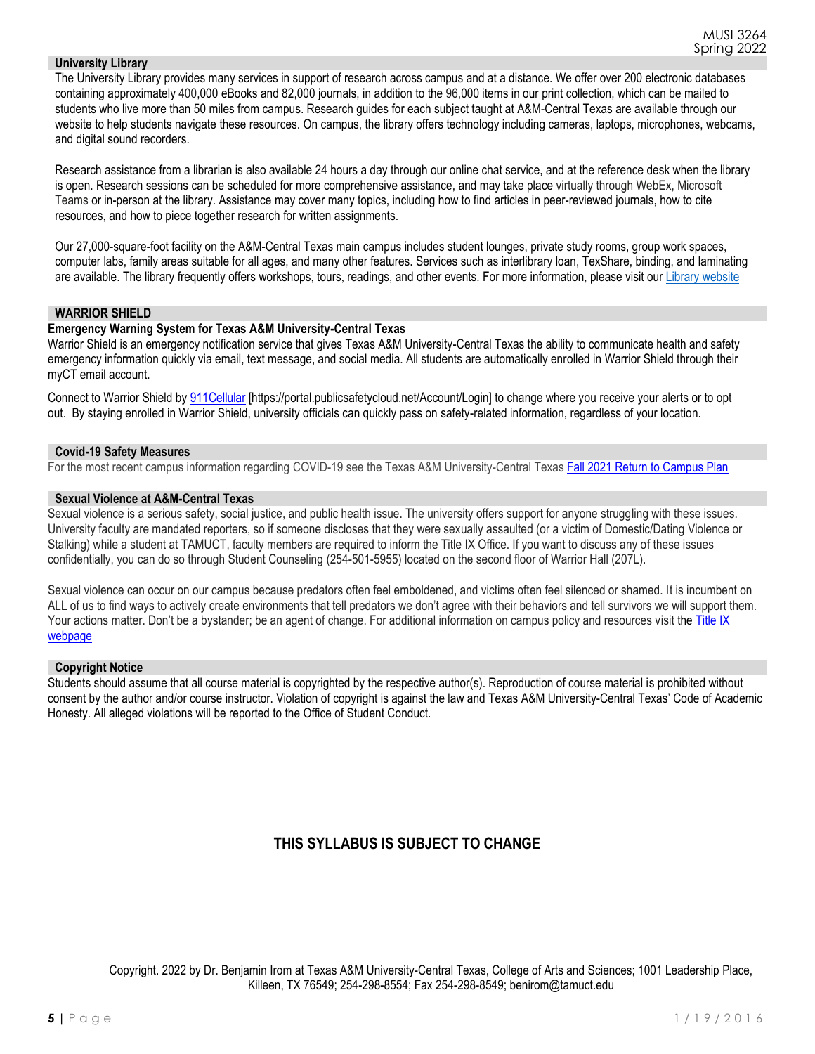## University Library

The University Library provides many services in support of research across campus and at a distance. We offer over 200 electronic databases containing approximately 400,000 eBooks and 82,000 journals, in addition to the 96,000 items in our print collection, which can be mailed to students who live more than 50 miles from campus. Research guides for each subject taught at A&M-Central Texas are available through our website to help students navigate these resources. On campus, the library offers technology including cameras, laptops, microphones, webcams, and digital sound recorders.

Research assistance from a librarian is also available 24 hours a day through our online chat service, and at the reference desk when the library is open. Research sessions can be scheduled for more comprehensive assistance, and may take place virtually through WebEx, Microsoft Teams or in-person at the library. Assistance may cover many topics, including how to find articles in peer-reviewed journals, how to cite resources, and how to piece together research for written assignments.

Our 27,000-square-foot facility on the A&M-Central Texas main campus includes student lounges, private study rooms, group work spaces, computer labs, family areas suitable for all ages, and many other features. Services such as interlibrary loan, TexShare, binding, and laminating are available. The library frequently offers workshops, tours, readings, and other events. For more information, please visit our Library website

## WARRIOR SHIELD

### Emergency Warning System for Texas A&M University-Central Texas

Warrior Shield is an emergency notification service that gives Texas A&M University-Central Texas the ability to communicate health and safety emergency information quickly via email, text message, and social media. All students are automatically enrolled in Warrior Shield through their myCT email account.

Connect to Warrior Shield by 911Cellular [https://portal.publicsafetycloud.net/Account/Login] to change where you receive your alerts or to opt out. By staying enrolled in Warrior Shield, university officials can quickly pass on safety-related information, regardless of your location.

## Covid-19 Safety Measures

For the most recent campus information regarding COVID-19 see the Texas A&M University-Central Texas Fall 2021 Return to Campus Plan

## Sexual Violence at A&M-Central Texas

Sexual violence is a serious safety, social justice, and public health issue. The university offers support for anyone struggling with these issues. University faculty are mandated reporters, so if someone discloses that they were sexually assaulted (or a victim of Domestic/Dating Violence or Stalking) while a student at TAMUCT, faculty members are required to inform the Title IX Office. If you want to discuss any of these issues confidentially, you can do so through Student Counseling (254-501-5955) located on the second floor of Warrior Hall (207L).

Sexual violence can occur on our campus because predators often feel emboldened, and victims often feel silenced or shamed. It is incumbent on ALL of us to find ways to actively create environments that tell predators we don't agree with their behaviors and tell survivors we will support them. Your actions matter. Don't be a bystander; be an agent of change. For additional information on campus policy and resources visit the Title IX webpage

## Copyright Notice

Students should assume that all course material is copyrighted by the respective author(s). Reproduction of course material is prohibited without consent by the author and/or course instructor. Violation of copyright is against the law and Texas A&M University-Central Texas' Code of Academic Honesty. All alleged violations will be reported to the Office of Student Conduct.

**THIS SYLLABUS IS SUBJECT TO CHANGE**

Copyright. 2022 by Dr. Benjamin Irom at Texas A&M University-Central Texas, College of Arts and Sciences; 1001 Leadership Place, Killeen, TX 76549; 254-298-8554; Fax 254-298-8549; benirom@tamuct.edu